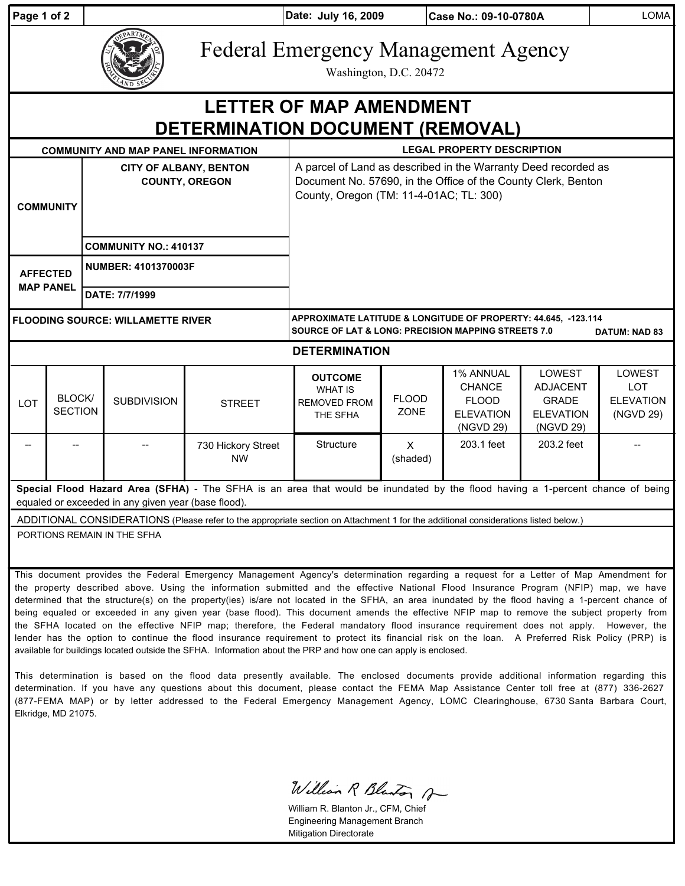| Date: July 16, 2009 | Case No.: 09-10-0780A | LOMA |
|---|---|---|

# Federal Emergency Management Agency

Washington, D.C. 20472

# LETTER OF MAP AMENDMENT DETERMINATION DOCUMENT (REMOVAL)

| COMMUNITY AND MAP PANEL INFORMATION | | LEGAL PROPERTY DESCRIPTION |
|---|---|---|
| COMMUNITY | CITY OF ALBANY, BENTON COUNTY, OREGON | A parcel of Land as described in the Warranty Deed recorded as Document No. 57690, in the Office of the County Clerk, Benton County, Oregon (TM: 11-4-01AC; TL: 300) |
| | COMMUNITY NO.: 410137 | |
| AFFECTED MAP PANEL | NUMBER: 4101370003F | |
| | DATE: 7/7/1999 | |

| FLOODING SOURCE: WILLAMETTE RIVER | APPROXIMATE LATITUDE & LONGITUDE OF PROPERTY: 44.645, -123.114<br>SOURCE OF LAT & LONG: PRECISION MAPPING STREETS 7.0 DATUM: NAD 83 |
|---|---|

## DETERMINATION

| LOT | BLOCK/ SECTION | SUBDIVISION | STREET | OUTCOME WHAT IS REMOVED FROM THE SFHA | FLOOD ZONE | 1% ANNUAL CHANCE FLOOD ELEVATION (NGVD 29) | LOWEST ADJACENT GRADE ELEVATION (NGVD 29) | LOWEST LOT ELEVATION (NGVD 29) |
|---|---|---|---|---|---|---|---|---|
| -- | -- | -- | 730 Hickory Street NW | Structure | X (shaded) | 203.1 feet | 203.2 feet | -- |

**Special Flood Hazard Area (SFHA)** - The SFHA is an area that would be inundated by the flood having a 1-percent chance of being equaled or exceeded in any given year (base flood).

ADDITIONAL CONSIDERATIONS (Please refer to the appropriate section on Attachment 1 for the additional considerations listed below.)

PORTIONS REMAIN IN THE SFHA

This document provides the Federal Emergency Management Agency's determination regarding a request for a Letter of Map Amendment for the property described above. Using the information submitted and the effective National Flood Insurance Program (NFIP) map, we have determined that the structure(s) on the property(ies) is/are not located in the SFHA, an area inundated by the flood having a 1-percent chance of being equaled or exceeded in any given year (base flood). This document amends the effective NFIP map to remove the subject property from the SFHA located on the effective NFIP map; therefore, the Federal mandatory flood insurance requirement does not apply. However, the lender has the option to continue the flood insurance requirement to protect its financial risk on the loan. A Preferred Risk Policy (PRP) is available for buildings located outside the SFHA. Information about the PRP and how one can apply is enclosed.

This determination is based on the flood data presently available. The enclosed documents provide additional information regarding this determination. If you have any questions about this document, please contact the FEMA Map Assistance Center toll free at (877) 336-2627 (877-FEMA MAP) or by letter addressed to the Federal Emergency Management Agency, LOMC Clearinghouse, 6730 Santa Barbara Court, Elkridge, MD 21075.

William R. Blanton Jr., CFM, Chief
Engineering Management Branch
Mitigation Directorate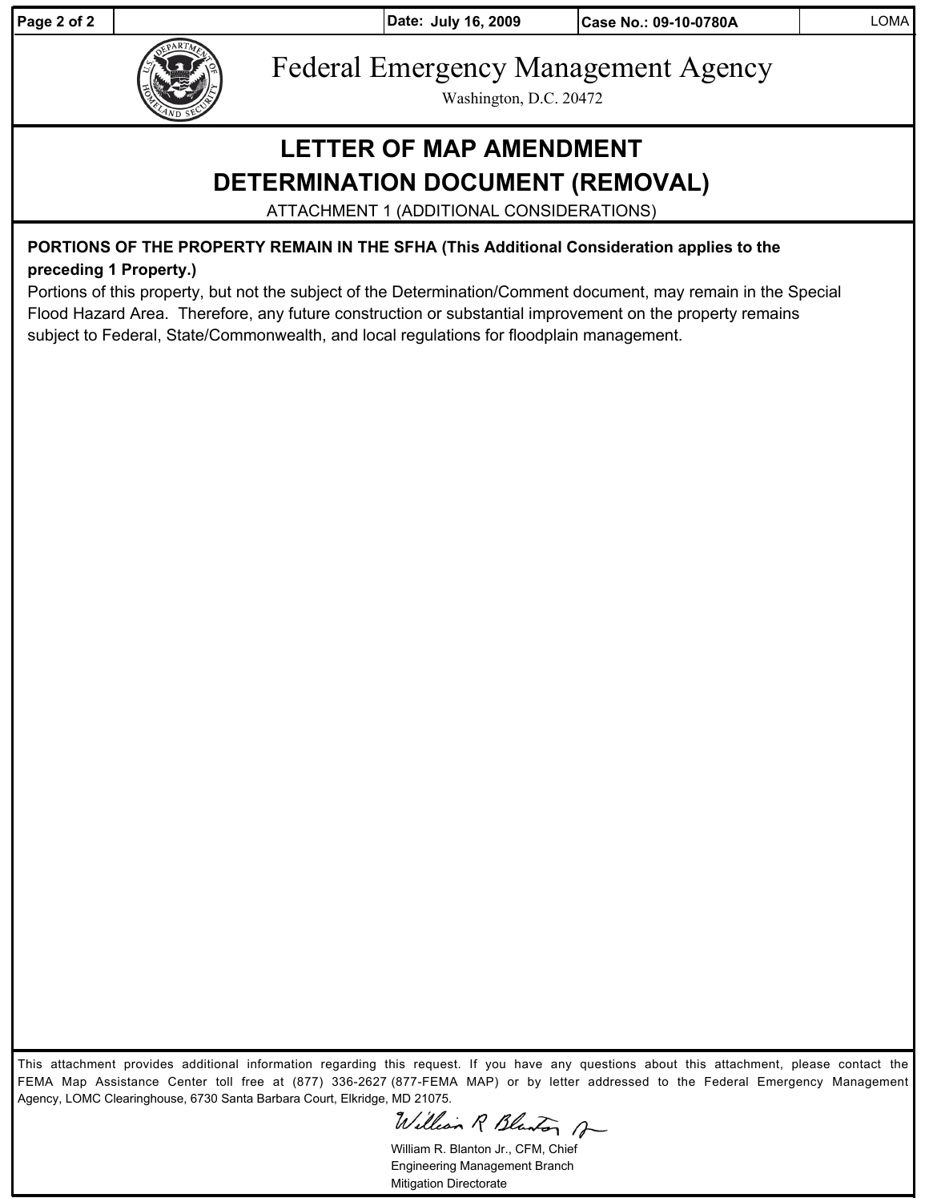Date: July 16, 2009 | Case No.: 09-10-0780A | LOMA

# Federal Emergency Management Agency

Washington, D.C. 20472

## LETTER OF MAP AMENDMENT DETERMINATION DOCUMENT (REMOVAL)

ATTACHMENT 1 (ADDITIONAL CONSIDERATIONS)

**PORTIONS OF THE PROPERTY REMAIN IN THE SFHA (This Additional Consideration applies to the preceding 1 Property.)**

Portions of this property, but not the subject of the Determination/Comment document, may remain in the Special Flood Hazard Area. Therefore, any future construction or substantial improvement on the property remains subject to Federal, State/Commonwealth, and local regulations for floodplain management.

This attachment provides additional information regarding this request. If you have any questions about this attachment, please contact the FEMA Map Assistance Center toll free at (877) 336-2627 (877-FEMA MAP) or by letter addressed to the Federal Emergency Management Agency, LOMC Clearinghouse, 6730 Santa Barbara Court, Elkridge, MD 21075.

William R. Blanton Jr., CFM, Chief
Engineering Management Branch
Mitigation Directorate